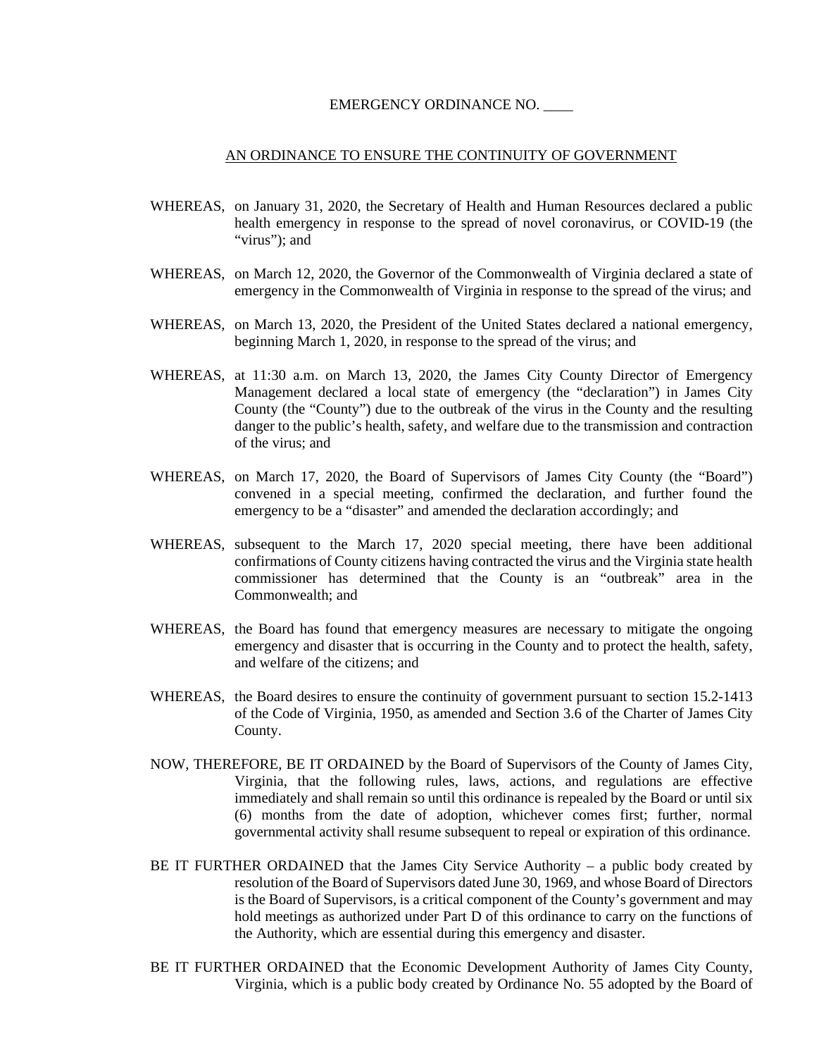EMERGENCY ORDINANCE NO. ____

AN ORDINANCE TO ENSURE THE CONTINUITY OF GOVERNMENT

WHEREAS, on January 31, 2020, the Secretary of Health and Human Resources declared a public health emergency in response to the spread of novel coronavirus, or COVID-19 (the "virus"); and

WHEREAS, on March 12, 2020, the Governor of the Commonwealth of Virginia declared a state of emergency in the Commonwealth of Virginia in response to the spread of the virus; and

WHEREAS, on March 13, 2020, the President of the United States declared a national emergency, beginning March 1, 2020, in response to the spread of the virus; and

WHEREAS, at 11:30 a.m. on March 13, 2020, the James City County Director of Emergency Management declared a local state of emergency (the "declaration") in James City County (the "County") due to the outbreak of the virus in the County and the resulting danger to the public's health, safety, and welfare due to the transmission and contraction of the virus; and

WHEREAS, on March 17, 2020, the Board of Supervisors of James City County (the "Board") convened in a special meeting, confirmed the declaration, and further found the emergency to be a "disaster" and amended the declaration accordingly; and

WHEREAS, subsequent to the March 17, 2020 special meeting, there have been additional confirmations of County citizens having contracted the virus and the Virginia state health commissioner has determined that the County is an "outbreak" area in the Commonwealth; and

WHEREAS, the Board has found that emergency measures are necessary to mitigate the ongoing emergency and disaster that is occurring in the County and to protect the health, safety, and welfare of the citizens; and

WHEREAS, the Board desires to ensure the continuity of government pursuant to section 15.2-1413 of the Code of Virginia, 1950, as amended and Section 3.6 of the Charter of James City County.

NOW, THEREFORE, BE IT ORDAINED by the Board of Supervisors of the County of James City, Virginia, that the following rules, laws, actions, and regulations are effective immediately and shall remain so until this ordinance is repealed by the Board or until six (6) months from the date of adoption, whichever comes first; further, normal governmental activity shall resume subsequent to repeal or expiration of this ordinance.

BE IT FURTHER ORDAINED that the James City Service Authority – a public body created by resolution of the Board of Supervisors dated June 30, 1969, and whose Board of Directors is the Board of Supervisors, is a critical component of the County's government and may hold meetings as authorized under Part D of this ordinance to carry on the functions of the Authority, which are essential during this emergency and disaster.

BE IT FURTHER ORDAINED that the Economic Development Authority of James City County, Virginia, which is a public body created by Ordinance No. 55 adopted by the Board of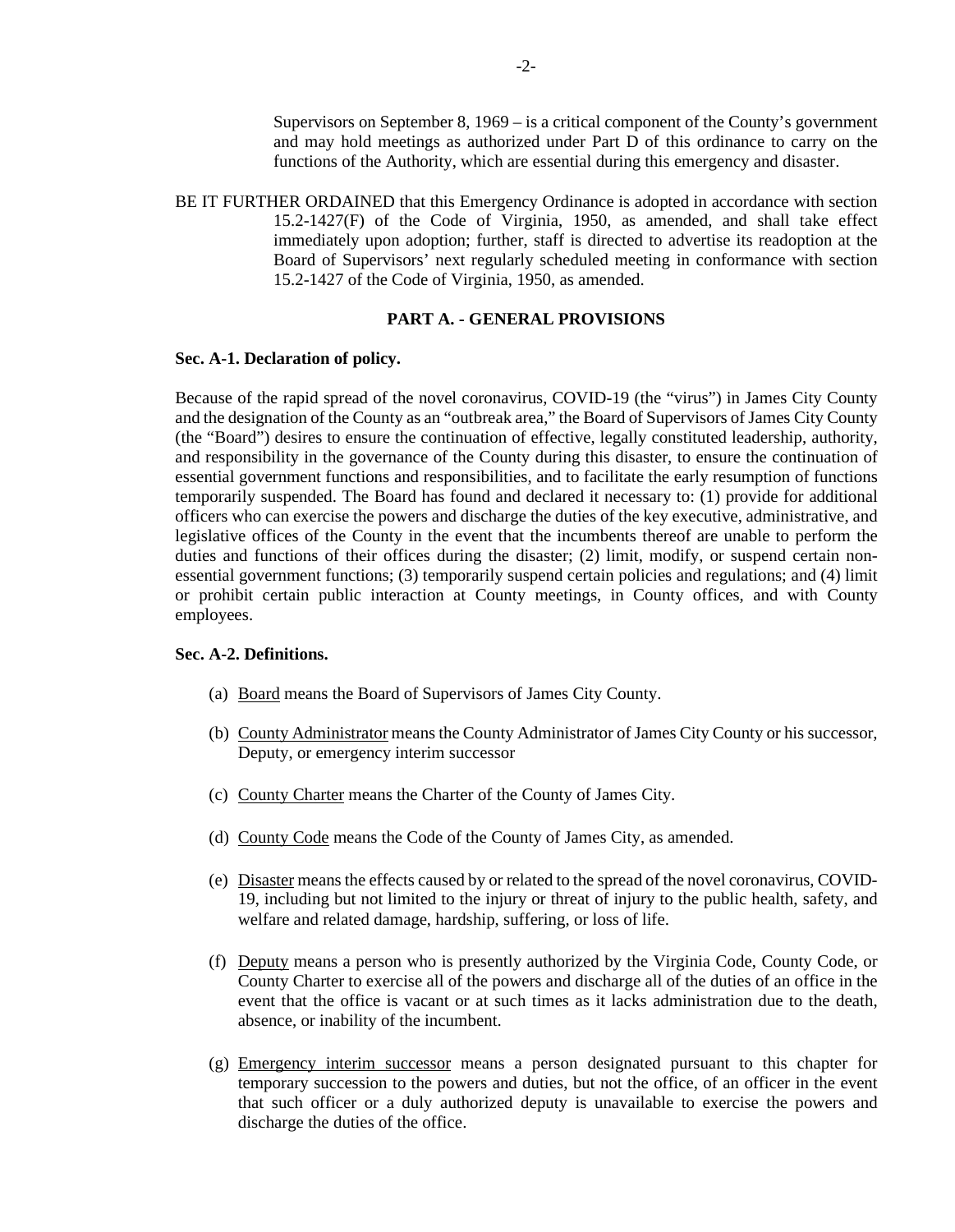Supervisors on September 8, 1969 – is a critical component of the County's government and may hold meetings as authorized under Part D of this ordinance to carry on the functions of the Authority, which are essential during this emergency and disaster.

BE IT FURTHER ORDAINED that this Emergency Ordinance is adopted in accordance with section 15.2-1427(F) of the Code of Virginia, 1950, as amended, and shall take effect immediately upon adoption; further, staff is directed to advertise its readoption at the Board of Supervisors' next regularly scheduled meeting in conformance with section 15.2-1427 of the Code of Virginia, 1950, as amended.

## PART A. - GENERAL PROVISIONS

**Sec. A-1. Declaration of policy.**

Because of the rapid spread of the novel coronavirus, COVID-19 (the "virus") in James City County and the designation of the County as an "outbreak area," the Board of Supervisors of James City County (the "Board") desires to ensure the continuation of effective, legally constituted leadership, authority, and responsibility in the governance of the County during this disaster, to ensure the continuation of essential government functions and responsibilities, and to facilitate the early resumption of functions temporarily suspended. The Board has found and declared it necessary to: (1) provide for additional officers who can exercise the powers and discharge the duties of the key executive, administrative, and legislative offices of the County in the event that the incumbents thereof are unable to perform the duties and functions of their offices during the disaster; (2) limit, modify, or suspend certain non-essential government functions; (3) temporarily suspend certain policies and regulations; and (4) limit or prohibit certain public interaction at County meetings, in County offices, and with County employees.

**Sec. A-2. Definitions.**

(a) Board means the Board of Supervisors of James City County.

(b) County Administrator means the County Administrator of James City County or his successor, Deputy, or emergency interim successor

(c) County Charter means the Charter of the County of James City.

(d) County Code means the Code of the County of James City, as amended.

(e) Disaster means the effects caused by or related to the spread of the novel coronavirus, COVID-19, including but not limited to the injury or threat of injury to the public health, safety, and welfare and related damage, hardship, suffering, or loss of life.

(f) Deputy means a person who is presently authorized by the Virginia Code, County Code, or County Charter to exercise all of the powers and discharge all of the duties of an office in the event that the office is vacant or at such times as it lacks administration due to the death, absence, or inability of the incumbent.

(g) Emergency interim successor means a person designated pursuant to this chapter for temporary succession to the powers and duties, but not the office, of an officer in the event that such officer or a duly authorized deputy is unavailable to exercise the powers and discharge the duties of the office.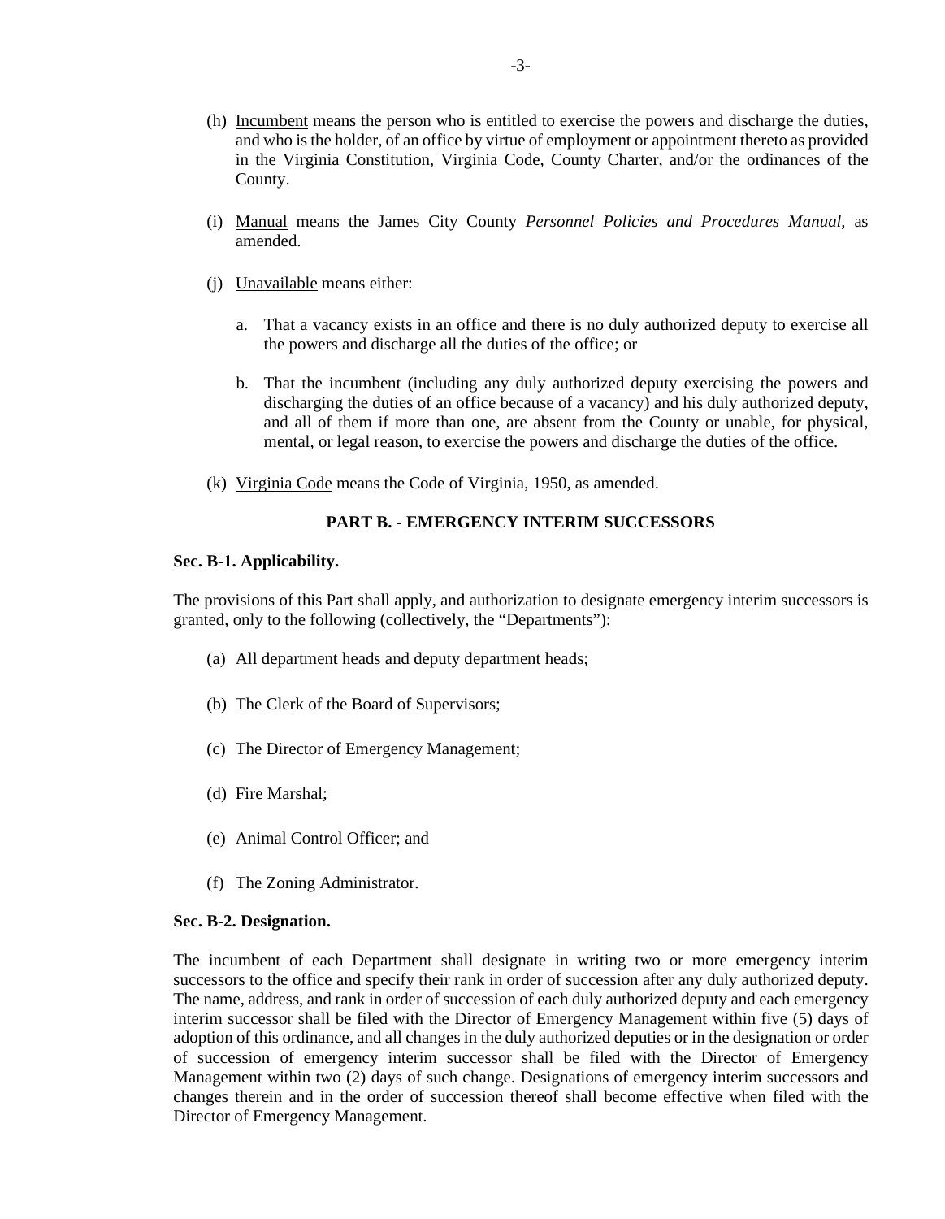(h) Incumbent means the person who is entitled to exercise the powers and discharge the duties, and who is the holder, of an office by virtue of employment or appointment thereto as provided in the Virginia Constitution, Virginia Code, County Charter, and/or the ordinances of the County.

(i) Manual means the James City County *Personnel Policies and Procedures Manual*, as amended.

(j) Unavailable means either:

   a. That a vacancy exists in an office and there is no duly authorized deputy to exercise all the powers and discharge all the duties of the office; or

   b. That the incumbent (including any duly authorized deputy exercising the powers and discharging the duties of an office because of a vacancy) and his duly authorized deputy, and all of them if more than one, are absent from the County or unable, for physical, mental, or legal reason, to exercise the powers and discharge the duties of the office.

(k) Virginia Code means the Code of Virginia, 1950, as amended.

## PART B. - EMERGENCY INTERIM SUCCESSORS

### Sec. B-1. Applicability.

The provisions of this Part shall apply, and authorization to designate emergency interim successors is granted, only to the following (collectively, the "Departments"):

(a) All department heads and deputy department heads;

(b) The Clerk of the Board of Supervisors;

(c) The Director of Emergency Management;

(d) Fire Marshal;

(e) Animal Control Officer; and

(f) The Zoning Administrator.

### Sec. B-2. Designation.

The incumbent of each Department shall designate in writing two or more emergency interim successors to the office and specify their rank in order of succession after any duly authorized deputy. The name, address, and rank in order of succession of each duly authorized deputy and each emergency interim successor shall be filed with the Director of Emergency Management within five (5) days of adoption of this ordinance, and all changes in the duly authorized deputies or in the designation or order of succession of emergency interim successor shall be filed with the Director of Emergency Management within two (2) days of such change. Designations of emergency interim successors and changes therein and in the order of succession thereof shall become effective when filed with the Director of Emergency Management.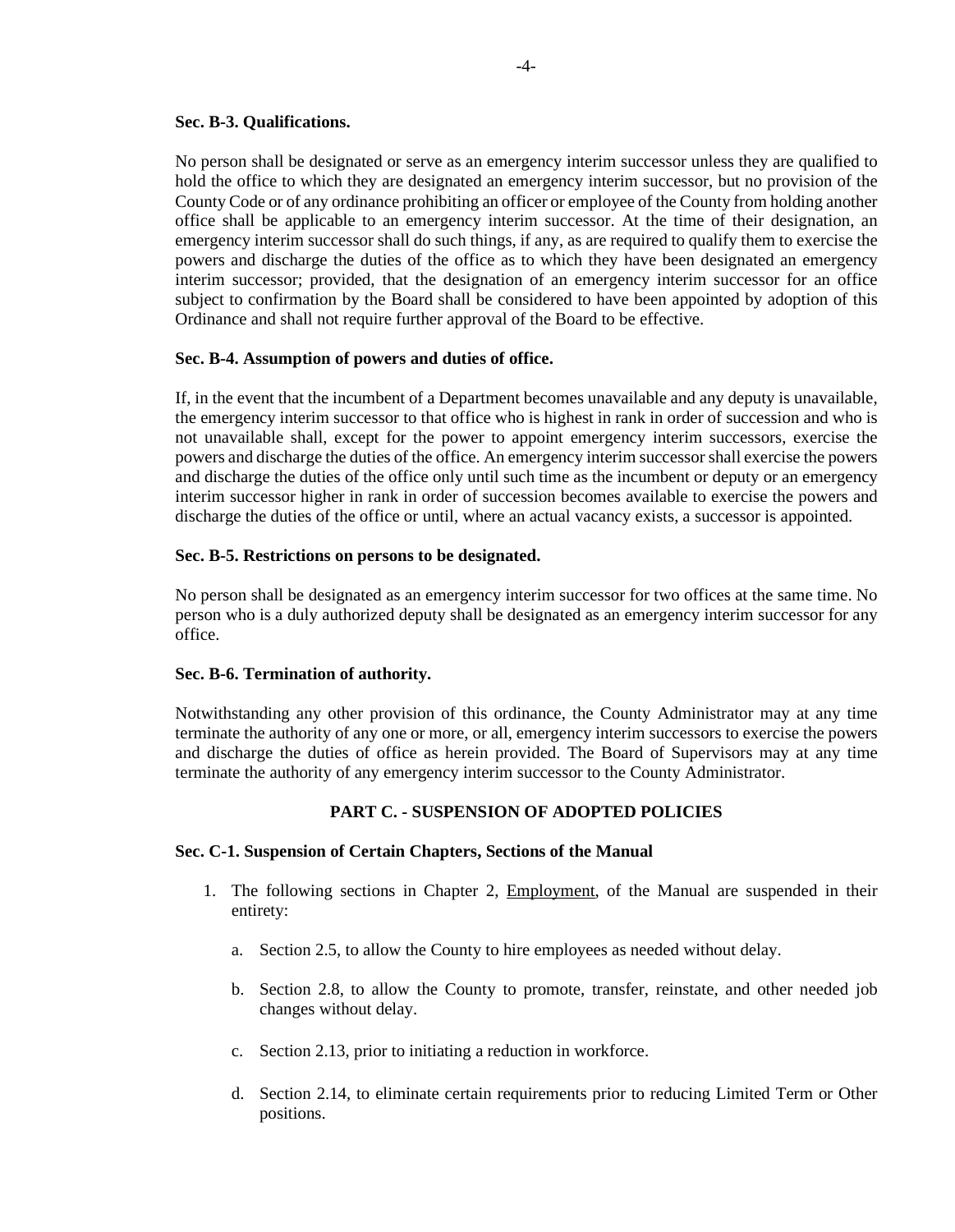**Sec. B-3. Qualifications.**

No person shall be designated or serve as an emergency interim successor unless they are qualified to hold the office to which they are designated an emergency interim successor, but no provision of the County Code or of any ordinance prohibiting an officer or employee of the County from holding another office shall be applicable to an emergency interim successor. At the time of their designation, an emergency interim successor shall do such things, if any, as are required to qualify them to exercise the powers and discharge the duties of the office as to which they have been designated an emergency interim successor; provided, that the designation of an emergency interim successor for an office subject to confirmation by the Board shall be considered to have been appointed by adoption of this Ordinance and shall not require further approval of the Board to be effective.

**Sec. B-4. Assumption of powers and duties of office.**

If, in the event that the incumbent of a Department becomes unavailable and any deputy is unavailable, the emergency interim successor to that office who is highest in rank in order of succession and who is not unavailable shall, except for the power to appoint emergency interim successors, exercise the powers and discharge the duties of the office. An emergency interim successor shall exercise the powers and discharge the duties of the office only until such time as the incumbent or deputy or an emergency interim successor higher in rank in order of succession becomes available to exercise the powers and discharge the duties of the office or until, where an actual vacancy exists, a successor is appointed.

**Sec. B-5. Restrictions on persons to be designated.**

No person shall be designated as an emergency interim successor for two offices at the same time. No person who is a duly authorized deputy shall be designated as an emergency interim successor for any office.

**Sec. B-6. Termination of authority.**

Notwithstanding any other provision of this ordinance, the County Administrator may at any time terminate the authority of any one or more, or all, emergency interim successors to exercise the powers and discharge the duties of office as herein provided. The Board of Supervisors may at any time terminate the authority of any emergency interim successor to the County Administrator.

## PART C. - SUSPENSION OF ADOPTED POLICIES

**Sec. C-1. Suspension of Certain Chapters, Sections of the Manual**

1. The following sections in Chapter 2, Employment, of the Manual are suspended in their entirety:

    a. Section 2.5, to allow the County to hire employees as needed without delay.

    b. Section 2.8, to allow the County to promote, transfer, reinstate, and other needed job changes without delay.

    c. Section 2.13, prior to initiating a reduction in workforce.

    d. Section 2.14, to eliminate certain requirements prior to reducing Limited Term or Other positions.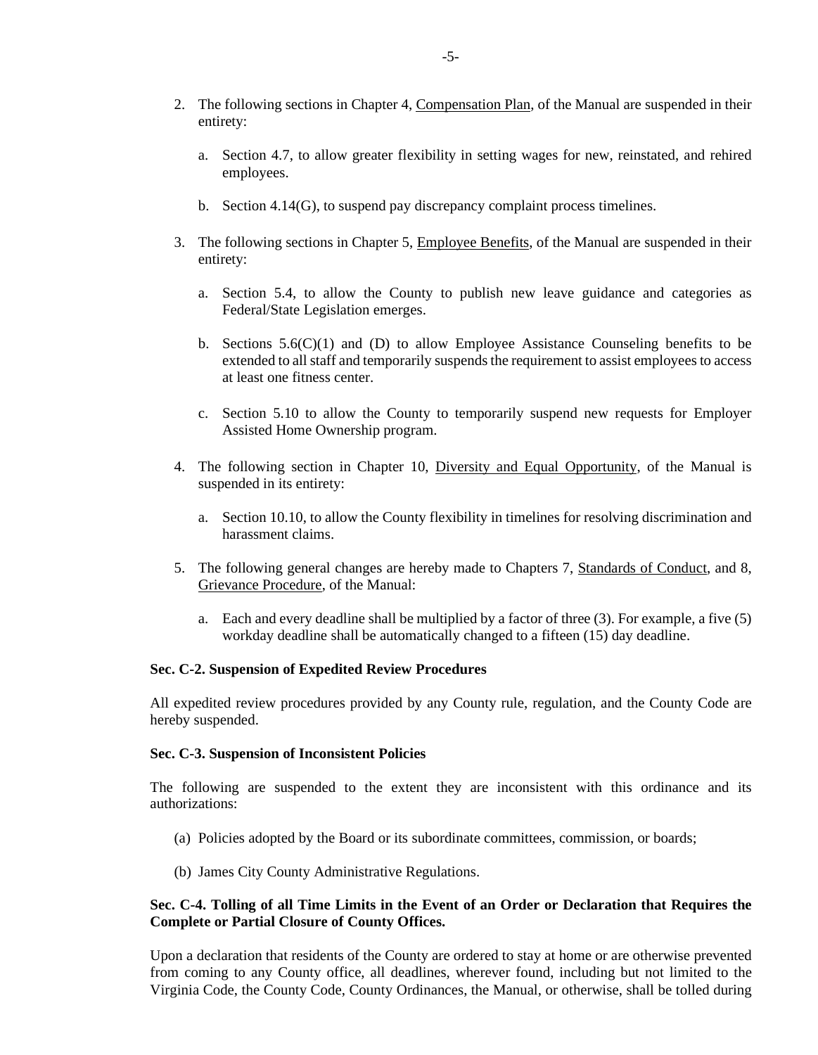2. The following sections in Chapter 4, Compensation Plan, of the Manual are suspended in their entirety:

   a. Section 4.7, to allow greater flexibility in setting wages for new, reinstated, and rehired employees.

   b. Section 4.14(G), to suspend pay discrepancy complaint process timelines.

3. The following sections in Chapter 5, Employee Benefits, of the Manual are suspended in their entirety:

   a. Section 5.4, to allow the County to publish new leave guidance and categories as Federal/State Legislation emerges.

   b. Sections 5.6(C)(1) and (D) to allow Employee Assistance Counseling benefits to be extended to all staff and temporarily suspends the requirement to assist employees to access at least one fitness center.

   c. Section 5.10 to allow the County to temporarily suspend new requests for Employer Assisted Home Ownership program.

4. The following section in Chapter 10, Diversity and Equal Opportunity, of the Manual is suspended in its entirety:

   a. Section 10.10, to allow the County flexibility in timelines for resolving discrimination and harassment claims.

5. The following general changes are hereby made to Chapters 7, Standards of Conduct, and 8, Grievance Procedure, of the Manual:

   a. Each and every deadline shall be multiplied by a factor of three (3). For example, a five (5) workday deadline shall be automatically changed to a fifteen (15) day deadline.

**Sec. C-2. Suspension of Expedited Review Procedures**

All expedited review procedures provided by any County rule, regulation, and the County Code are hereby suspended.

**Sec. C-3. Suspension of Inconsistent Policies**

The following are suspended to the extent they are inconsistent with this ordinance and its authorizations:

(a) Policies adopted by the Board or its subordinate committees, commission, or boards;

(b) James City County Administrative Regulations.

**Sec. C-4. Tolling of all Time Limits in the Event of an Order or Declaration that Requires the Complete or Partial Closure of County Offices.**

Upon a declaration that residents of the County are ordered to stay at home or are otherwise prevented from coming to any County office, all deadlines, wherever found, including but not limited to the Virginia Code, the County Code, County Ordinances, the Manual, or otherwise, shall be tolled during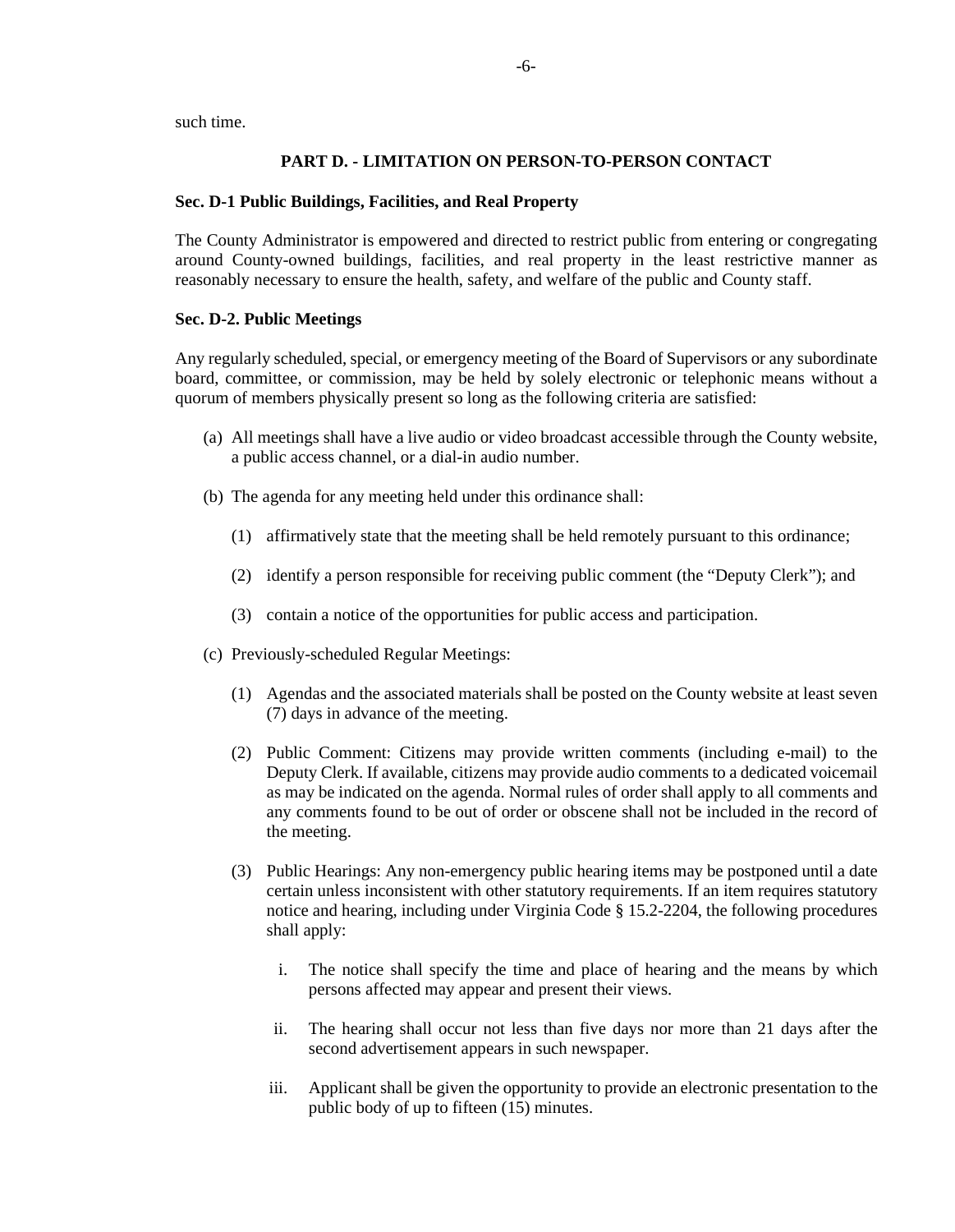such time.

## PART D. - LIMITATION ON PERSON-TO-PERSON CONTACT

**Sec. D-1 Public Buildings, Facilities, and Real Property**

The County Administrator is empowered and directed to restrict public from entering or congregating around County-owned buildings, facilities, and real property in the least restrictive manner as reasonably necessary to ensure the health, safety, and welfare of the public and County staff.

**Sec. D-2. Public Meetings**

Any regularly scheduled, special, or emergency meeting of the Board of Supervisors or any subordinate board, committee, or commission, may be held by solely electronic or telephonic means without a quorum of members physically present so long as the following criteria are satisfied:

(a) All meetings shall have a live audio or video broadcast accessible through the County website, a public access channel, or a dial-in audio number.

(b) The agenda for any meeting held under this ordinance shall:

  (1) affirmatively state that the meeting shall be held remotely pursuant to this ordinance;

  (2) identify a person responsible for receiving public comment (the "Deputy Clerk"); and

  (3) contain a notice of the opportunities for public access and participation.

(c) Previously-scheduled Regular Meetings:

  (1) Agendas and the associated materials shall be posted on the County website at least seven (7) days in advance of the meeting.

  (2) Public Comment: Citizens may provide written comments (including e-mail) to the Deputy Clerk. If available, citizens may provide audio comments to a dedicated voicemail as may be indicated on the agenda. Normal rules of order shall apply to all comments and any comments found to be out of order or obscene shall not be included in the record of the meeting.

  (3) Public Hearings: Any non-emergency public hearing items may be postponed until a date certain unless inconsistent with other statutory requirements. If an item requires statutory notice and hearing, including under Virginia Code § 15.2-2204, the following procedures shall apply:

    i. The notice shall specify the time and place of hearing and the means by which persons affected may appear and present their views.

    ii. The hearing shall occur not less than five days nor more than 21 days after the second advertisement appears in such newspaper.

    iii. Applicant shall be given the opportunity to provide an electronic presentation to the public body of up to fifteen (15) minutes.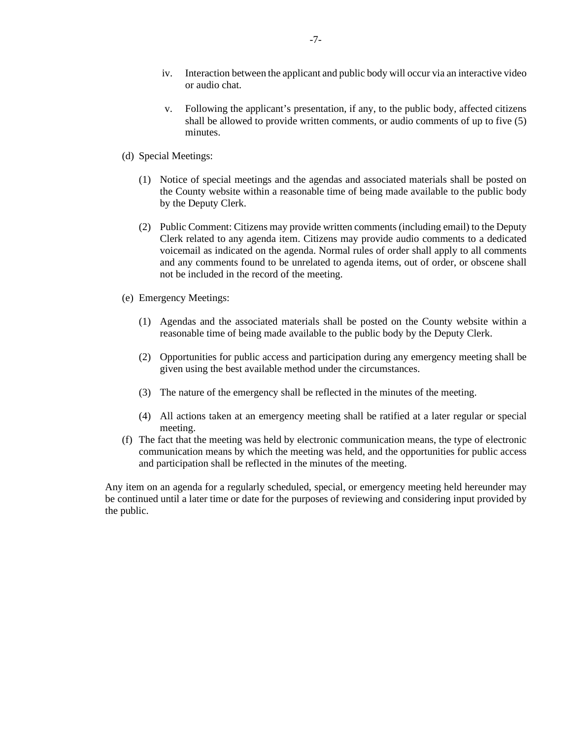iv. Interaction between the applicant and public body will occur via an interactive video or audio chat.

v. Following the applicant's presentation, if any, to the public body, affected citizens shall be allowed to provide written comments, or audio comments of up to five (5) minutes.

(d) Special Meetings:

(1) Notice of special meetings and the agendas and associated materials shall be posted on the County website within a reasonable time of being made available to the public body by the Deputy Clerk.

(2) Public Comment: Citizens may provide written comments (including email) to the Deputy Clerk related to any agenda item. Citizens may provide audio comments to a dedicated voicemail as indicated on the agenda. Normal rules of order shall apply to all comments and any comments found to be unrelated to agenda items, out of order, or obscene shall not be included in the record of the meeting.

(e) Emergency Meetings:

(1) Agendas and the associated materials shall be posted on the County website within a reasonable time of being made available to the public body by the Deputy Clerk.

(2) Opportunities for public access and participation during any emergency meeting shall be given using the best available method under the circumstances.

(3) The nature of the emergency shall be reflected in the minutes of the meeting.

(4) All actions taken at an emergency meeting shall be ratified at a later regular or special meeting.

(f) The fact that the meeting was held by electronic communication means, the type of electronic communication means by which the meeting was held, and the opportunities for public access and participation shall be reflected in the minutes of the meeting.

Any item on an agenda for a regularly scheduled, special, or emergency meeting held hereunder may be continued until a later time or date for the purposes of reviewing and considering input provided by the public.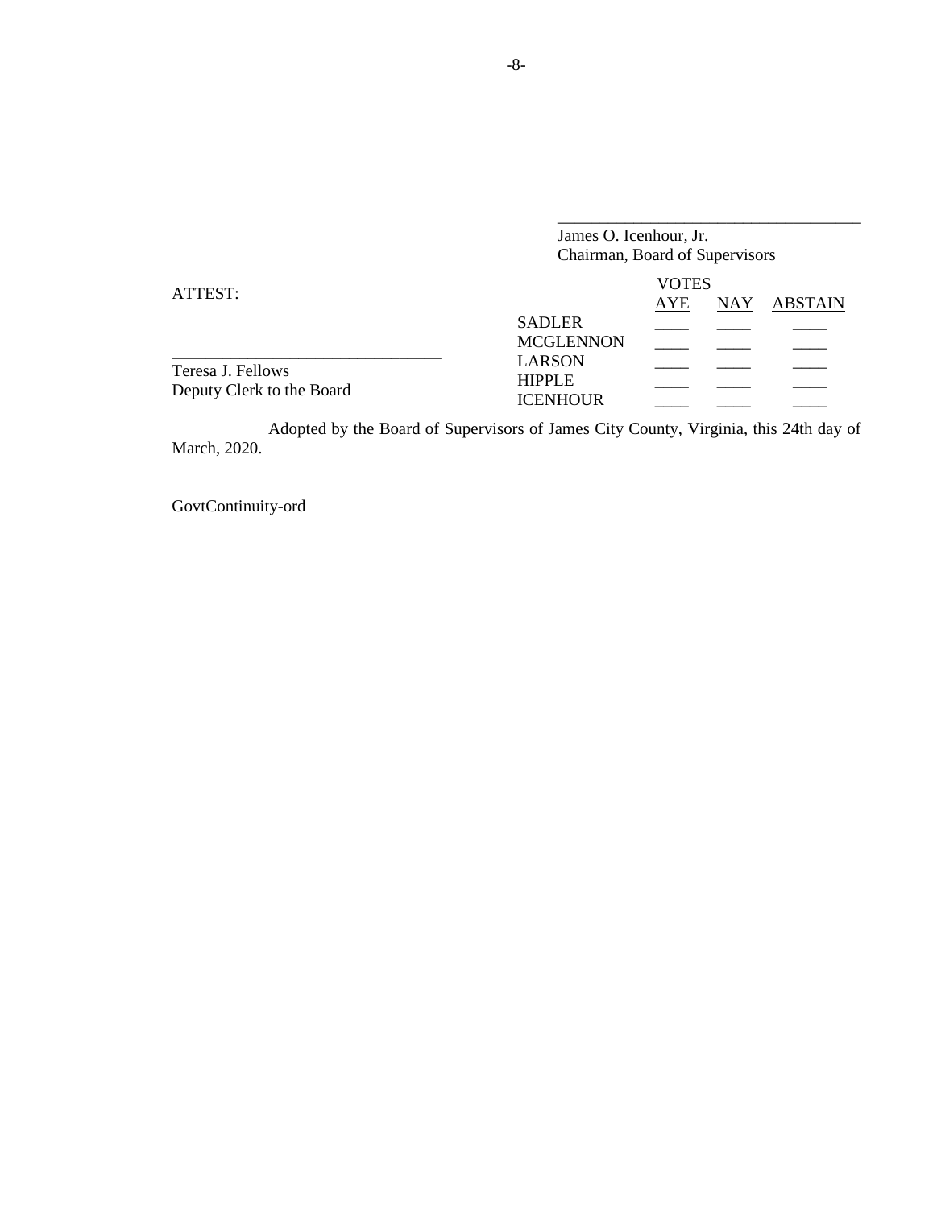\_\_\_\_\_\_\_\_\_\_\_\_\_\_\_\_\_\_\_\_\_\_\_\_\_\_\_\_\_\_\_\_\_\_\_\_\_

James O. Icenhour, Jr.
Chairman, Board of Supervisors

ATTEST:

\_\_\_\_\_\_\_\_\_\_\_\_\_\_\_\_\_\_\_\_\_\_\_\_\_\_\_\_\_\_\_\_\_

Teresa J. Fellows
Deputy Clerk to the Board

| | VOTES | | |
|---|---|---|---|
| | AYE | NAY | ABSTAIN |
| SADLER | ____ | ____ | ____ |
| MCGLENNON | ____ | ____ | ____ |
| LARSON | ____ | ____ | ____ |
| HIPPLE | ____ | ____ | ____ |
| ICENHOUR | ____ | ____ | ____ |

Adopted by the Board of Supervisors of James City County, Virginia, this 24th day of March, 2020.

GovtContinuity-ord